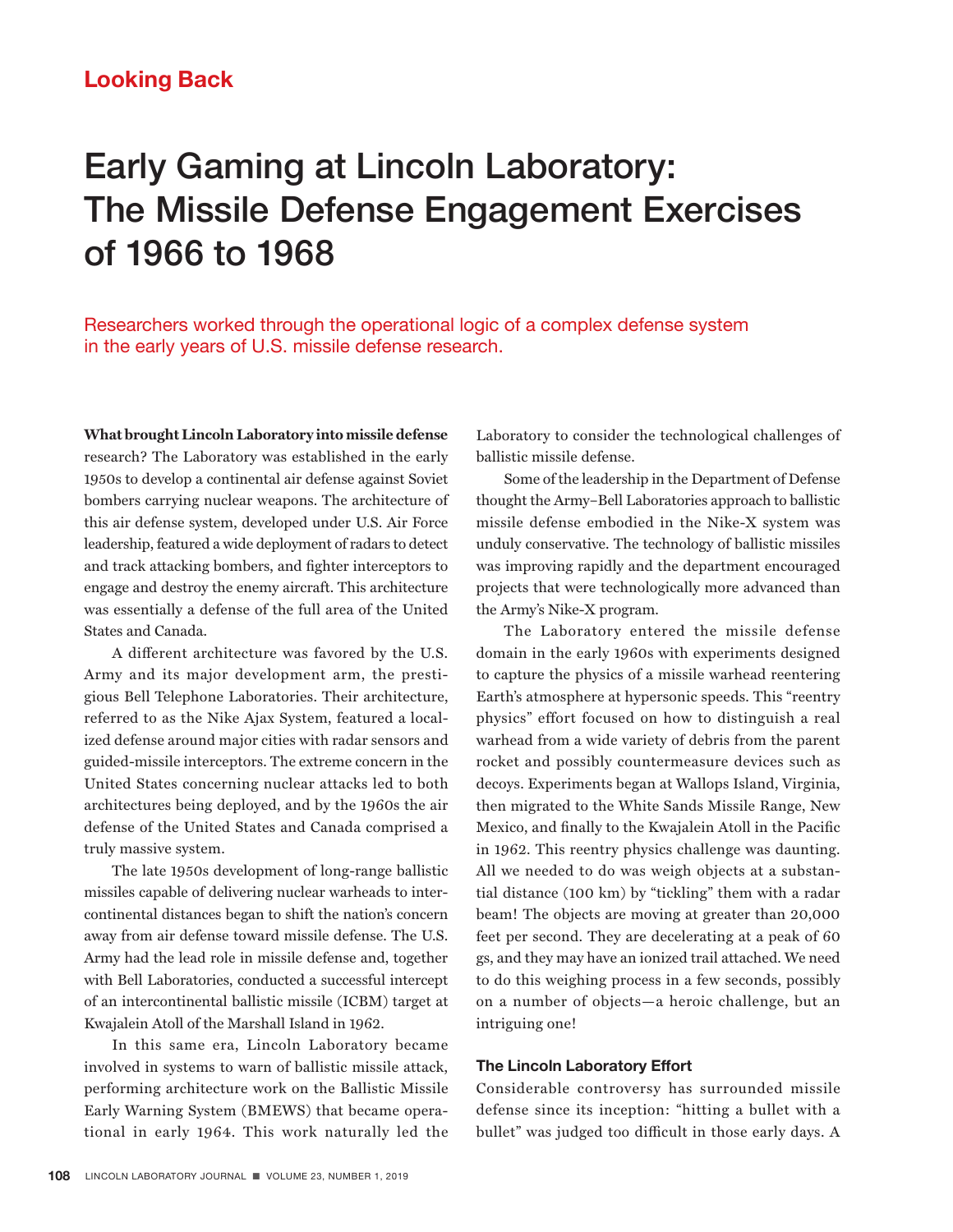Looking Back

# Early Gaming at Lincoln Laboratory: The Missile Defense Engagement Exercises of 1966 to 1968

Researchers worked through the operational logic of a complex defense system in the early years of U.S. missile defense research.

**What brought Lincoln Laboratory into missile defense** research? The Laboratory was established in the early 1950s to develop a continental air defense against Soviet bombers carrying nuclear weapons. The architecture of this air defense system, developed under U.S. Air Force leadership, featured a wide deployment of radars to detect and track attacking bombers, and fighter interceptors to engage and destroy the enemy aircraft. This architecture was essentially a defense of the full area of the United States and Canada.

A different architecture was favored by the U.S. Army and its major development arm, the prestigious Bell Telephone Laboratories. Their architecture, referred to as the Nike Ajax System, featured a localized defense around major cities with radar sensors and guided-missile interceptors. The extreme concern in the United States concerning nuclear attacks led to both architectures being deployed, and by the 1960s the air defense of the United States and Canada comprised a truly massive system.

The late 1950s development of long-range ballistic missiles capable of delivering nuclear warheads to intercontinental distances began to shift the nation's concern away from air defense toward missile defense. The U.S. Army had the lead role in missile defense and, together with Bell Laboratories, conducted a successful intercept of an intercontinental ballistic missile (ICBM) target at Kwajalein Atoll of the Marshall Island in 1962.

In this same era, Lincoln Laboratory became involved in systems to warn of ballistic missile attack, performing architecture work on the Ballistic Missile Early Warning System (BMEWS) that became operational in early 1964. This work naturally led the Laboratory to consider the technological challenges of ballistic missile defense.

Some of the leadership in the Department of Defense thought the Army–Bell Laboratories approach to ballistic missile defense embodied in the Nike-X system was unduly conservative. The technology of ballistic missiles was improving rapidly and the department encouraged projects that were technologically more advanced than the Army's Nike-X program.

The Laboratory entered the missile defense domain in the early 1960s with experiments designed to capture the physics of a missile warhead reentering Earth's atmosphere at hypersonic speeds. This "reentry physics" effort focused on how to distinguish a real warhead from a wide variety of debris from the parent rocket and possibly countermeasure devices such as decoys. Experiments began at Wallops Island, Virginia, then migrated to the White Sands Missile Range, New Mexico, and finally to the Kwajalein Atoll in the Pacific in 1962. This reentry physics challenge was daunting. All we needed to do was weigh objects at a substantial distance (100 km) by "tickling" them with a radar beam! The objects are moving at greater than 20,000 feet per second. They are decelerating at a peak of 60 gs, and they may have an ionized trail attached. We need to do this weighing process in a few seconds, possibly on a number of objects—a heroic challenge, but an intriguing one!

### The Lincoln Laboratory Effort

Considerable controversy has surrounded missile defense since its inception: "hitting a bullet with a bullet" was judged too difficult in those early days. A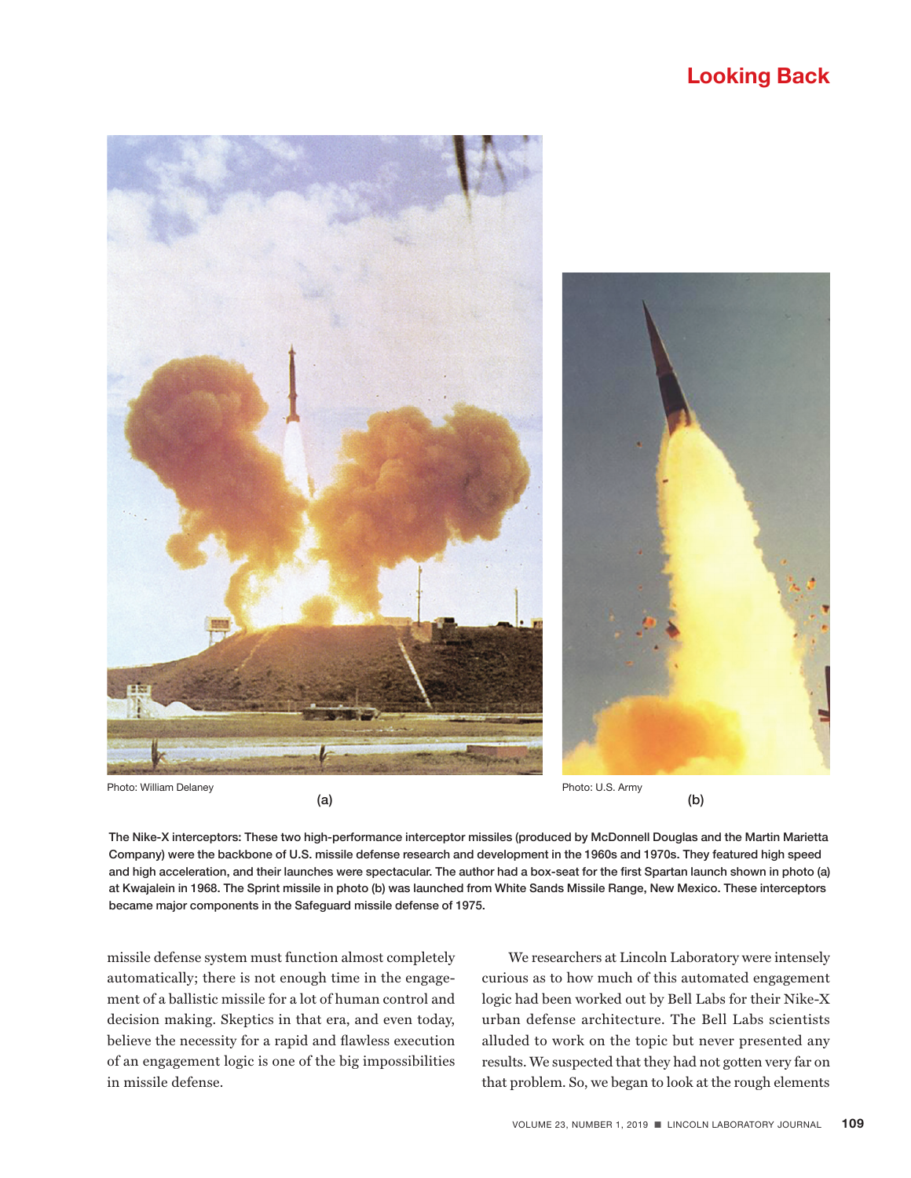Photo: William Delaney

(a)

Photo: U.S. Army

(b)

The Nike-X interceptors: These two high-performance interceptor missiles (produced by McDonnell Douglas and the Martin Marietta Company) were the backbone of U.S. missile defense research and development in the 1960s and 1970s. They featured high speed and high acceleration, and their launches were spectacular. The author had a box-seat for the first Spartan launch shown in photo (a) at Kwajalein in 1968. The Sprint missile in photo (b) was launched from White Sands Missile Range, New Mexico. These interceptors became major components in the Safeguard missile defense of 1975.

missile defense system must function almost completely automatically; there is not enough time in the engagement of a ballistic missile for a lot of human control and decision making. Skeptics in that era, and even today, believe the necessity for a rapid and flawless execution of an engagement logic is one of the big impossibilities in missile defense.

We researchers at Lincoln Laboratory were intensely curious as to how much of this automated engagement logic had been worked out by Bell Labs for their Nike-X urban defense architecture. The Bell Labs scientists alluded to work on the topic but never presented any results. We suspected that they had not gotten very far on that problem. So, we began to look at the rough elements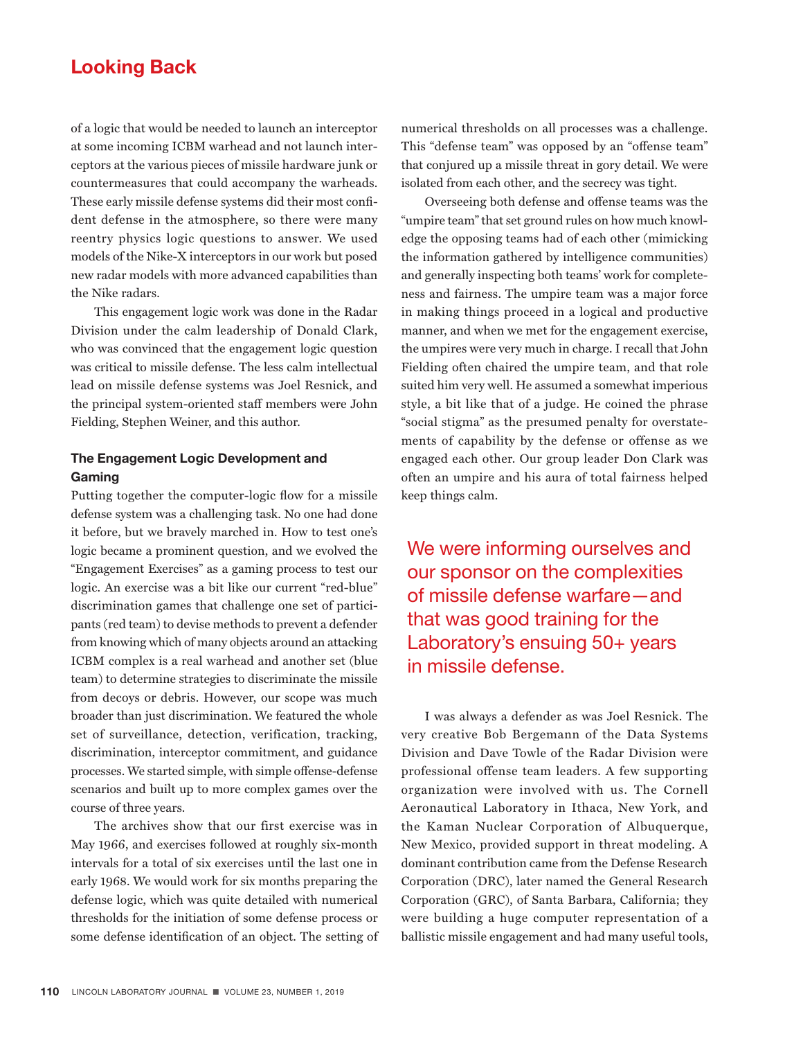of a logic that would be needed to launch an interceptor at some incoming ICBM warhead and not launch interceptors at the various pieces of missile hardware junk or countermeasures that could accompany the warheads. These early missile defense systems did their most confident defense in the atmosphere, so there were many reentry physics logic questions to answer. We used models of the Nike-X interceptors in our work but posed new radar models with more advanced capabilities than the Nike radars.

This engagement logic work was done in the Radar Division under the calm leadership of Donald Clark, who was convinced that the engagement logic question was critical to missile defense. The less calm intellectual lead on missile defense systems was Joel Resnick, and the principal system-oriented staff members were John Fielding, Stephen Weiner, and this author.

### The Engagement Logic Development and Gaming

Putting together the computer-logic flow for a missile defense system was a challenging task. No one had done it before, but we bravely marched in. How to test one's logic became a prominent question, and we evolved the "Engagement Exercises" as a gaming process to test our logic. An exercise was a bit like our current "red-blue" discrimination games that challenge one set of participants (red team) to devise methods to prevent a defender from knowing which of many objects around an attacking ICBM complex is a real warhead and another set (blue team) to determine strategies to discriminate the missile from decoys or debris. However, our scope was much broader than just discrimination. We featured the whole set of surveillance, detection, verification, tracking, discrimination, interceptor commitment, and guidance processes. We started simple, with simple offense-defense scenarios and built up to more complex games over the course of three years.

The archives show that our first exercise was in May 1966, and exercises followed at roughly six-month intervals for a total of six exercises until the last one in early 1968. We would work for six months preparing the defense logic, which was quite detailed with numerical thresholds for the initiation of some defense process or some defense identification of an object. The setting of numerical thresholds on all processes was a challenge. This "defense team" was opposed by an "offense team" that conjured up a missile threat in gory detail. We were isolated from each other, and the secrecy was tight.

Overseeing both defense and offense teams was the "umpire team" that set ground rules on how much knowledge the opposing teams had of each other (mimicking the information gathered by intelligence communities) and generally inspecting both teams' work for completeness and fairness. The umpire team was a major force in making things proceed in a logical and productive manner, and when we met for the engagement exercise, the umpires were very much in charge. I recall that John Fielding often chaired the umpire team, and that role suited him very well. He assumed a somewhat imperious style, a bit like that of a judge. He coined the phrase "social stigma" as the presumed penalty for overstatements of capability by the defense or offense as we engaged each other. Our group leader Don Clark was often an umpire and his aura of total fairness helped keep things calm.

> We were informing ourselves and our sponsor on the complexities of missile defense warfare—and that was good training for the Laboratory's ensuing 50+ years in missile defense.

I was always a defender as was Joel Resnick. The very creative Bob Bergemann of the Data Systems Division and Dave Towle of the Radar Division were professional offense team leaders. A few supporting organization were involved with us. The Cornell Aeronautical Laboratory in Ithaca, New York, and the Kaman Nuclear Corporation of Albuquerque, New Mexico, provided support in threat modeling. A dominant contribution came from the Defense Research Corporation (DRC), later named the General Research Corporation (GRC), of Santa Barbara, California; they were building a huge computer representation of a ballistic missile engagement and had many useful tools,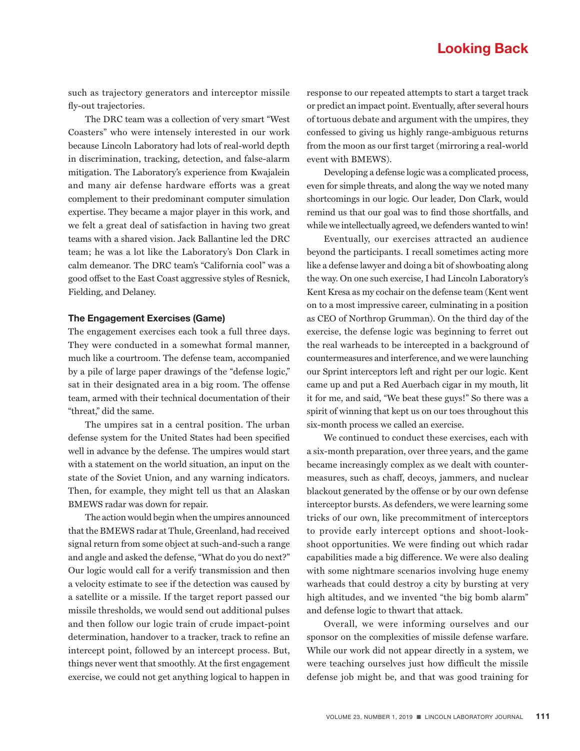such as trajectory generators and interceptor missile fly-out trajectories.

The DRC team was a collection of very smart "West Coasters" who were intensely interested in our work because Lincoln Laboratory had lots of real-world depth in discrimination, tracking, detection, and false-alarm mitigation. The Laboratory's experience from Kwajalein and many air defense hardware efforts was a great complement to their predominant computer simulation expertise. They became a major player in this work, and we felt a great deal of satisfaction in having two great teams with a shared vision. Jack Ballantine led the DRC team; he was a lot like the Laboratory's Don Clark in calm demeanor. The DRC team's "California cool" was a good offset to the East Coast aggressive styles of Resnick, Fielding, and Delaney.

### The Engagement Exercises (Game)

The engagement exercises each took a full three days. They were conducted in a somewhat formal manner, much like a courtroom. The defense team, accompanied by a pile of large paper drawings of the "defense logic," sat in their designated area in a big room. The offense team, armed with their technical documentation of their "threat," did the same.

The umpires sat in a central position. The urban defense system for the United States had been specified well in advance by the defense. The umpires would start with a statement on the world situation, an input on the state of the Soviet Union, and any warning indicators. Then, for example, they might tell us that an Alaskan BMEWS radar was down for repair.

The action would begin when the umpires announced that the BMEWS radar at Thule, Greenland, had received signal return from some object at such-and-such a range and angle and asked the defense, "What do you do next?" Our logic would call for a verify transmission and then a velocity estimate to see if the detection was caused by a satellite or a missile. If the target report passed our missile thresholds, we would send out additional pulses and then follow our logic train of crude impact-point determination, handover to a tracker, track to refine an intercept point, followed by an intercept process. But, things never went that smoothly. At the first engagement exercise, we could not get anything logical to happen in response to our repeated attempts to start a target track or predict an impact point. Eventually, after several hours of tortuous debate and argument with the umpires, they confessed to giving us highly range-ambiguous returns from the moon as our first target (mirroring a real-world event with BMEWS).

Developing a defense logic was a complicated process, even for simple threats, and along the way we noted many shortcomings in our logic. Our leader, Don Clark, would remind us that our goal was to find those shortfalls, and while we intellectually agreed, we defenders wanted to win!

Eventually, our exercises attracted an audience beyond the participants. I recall sometimes acting more like a defense lawyer and doing a bit of showboating along the way. On one such exercise, I had Lincoln Laboratory's Kent Kresa as my cochair on the defense team (Kent went on to a most impressive career, culminating in a position as CEO of Northrop Grumman). On the third day of the exercise, the defense logic was beginning to ferret out the real warheads to be intercepted in a background of countermeasures and interference, and we were launching our Sprint interceptors left and right per our logic. Kent came up and put a Red Auerbach cigar in my mouth, lit it for me, and said, "We beat these guys!" So there was a spirit of winning that kept us on our toes throughout this six-month process we called an exercise.

We continued to conduct these exercises, each with a six-month preparation, over three years, and the game became increasingly complex as we dealt with countermeasures, such as chaff, decoys, jammers, and nuclear blackout generated by the offense or by our own defense interceptor bursts. As defenders, we were learning some tricks of our own, like precommitment of interceptors to provide early intercept options and shoot-look-shoot opportunities. We were finding out which radar capabilities made a big difference. We were also dealing with some nightmare scenarios involving huge enemy warheads that could destroy a city by bursting at very high altitudes, and we invented "the big bomb alarm" and defense logic to thwart that attack.

Overall, we were informing ourselves and our sponsor on the complexities of missile defense warfare. While our work did not appear directly in a system, we were teaching ourselves just how difficult the missile defense job might be, and that was good training for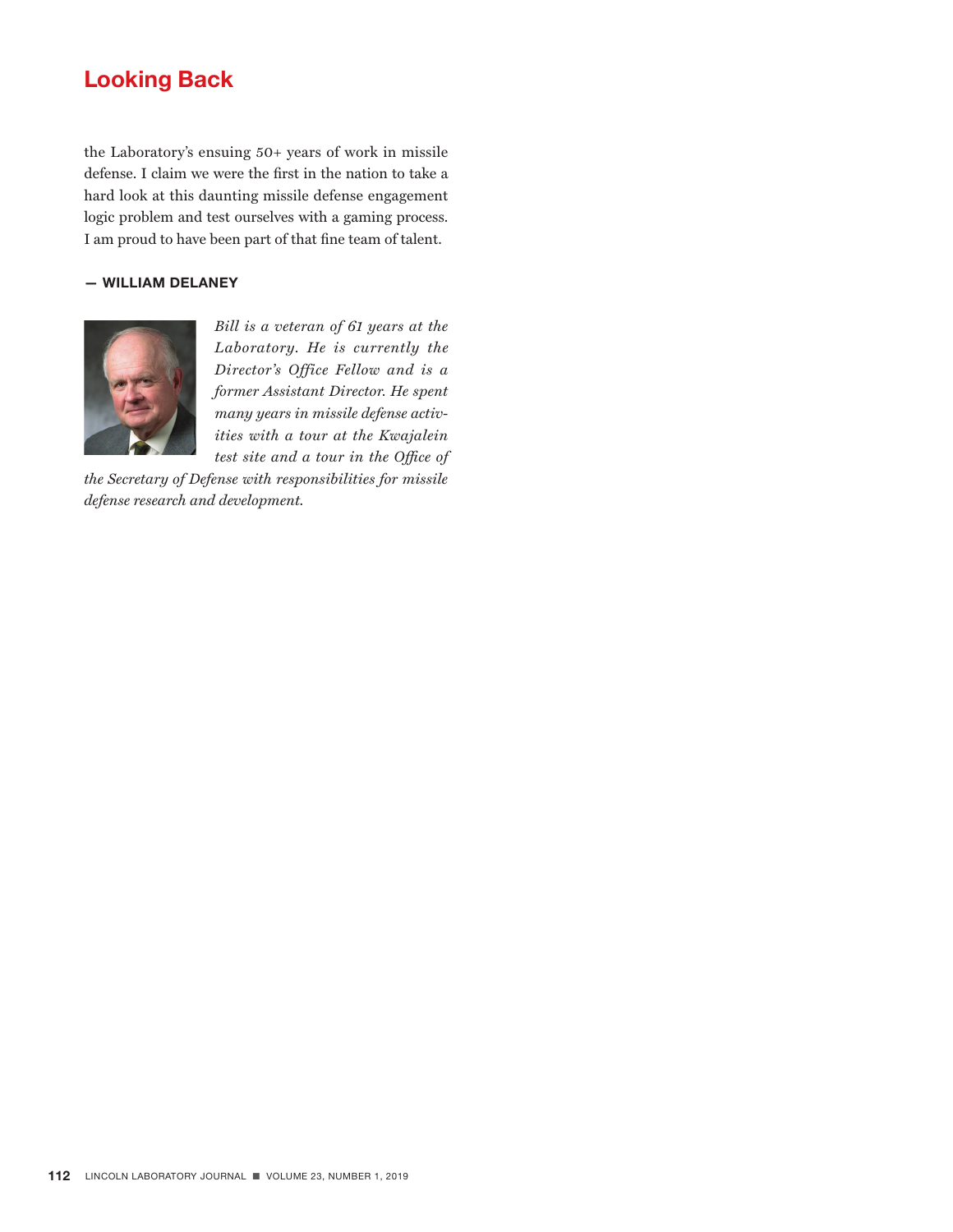## Looking Back

the Laboratory's ensuing 50+ years of work in missile defense. I claim we were the first in the nation to take a hard look at this daunting missile defense engagement logic problem and test ourselves with a gaming process. I am proud to have been part of that fine team of talent.

**— WILLIAM DELANEY**

*Bill is a veteran of 61 years at the Laboratory. He is currently the Director's Office Fellow and is a former Assistant Director. He spent many years in missile defense activities with a tour at the Kwajalein test site and a tour in the Office of the Secretary of Defense with responsibilities for missile defense research and development.*